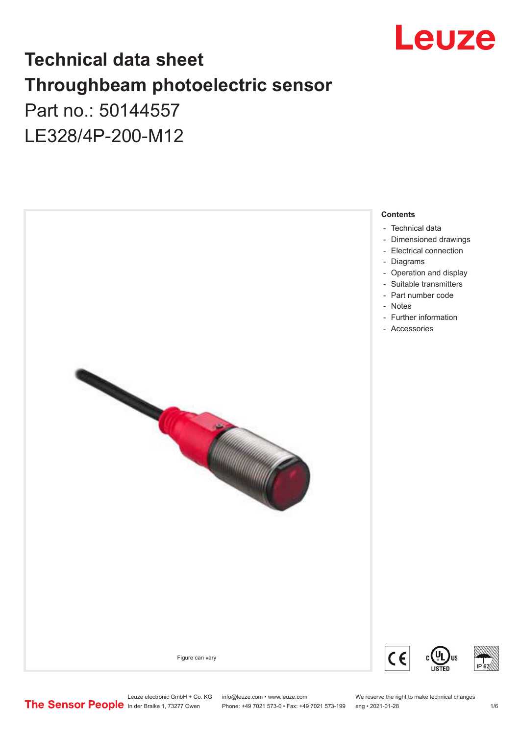# Technical data sheet
# Throughbeam photoelectric sensor

Part no.: 50144557

LE328/4P-200-M12

Figure can vary

**Contents**

- Technical data
- Dimensioned drawings
- Electrical connection
- Diagrams
- Operation and display
- Suitable transmitters
- Part number code
- Notes
- Further information
- Accessories

Leuze electronic GmbH + Co. KG
In der Braike 1, 73277 Owen

info@leuze.com • www.leuze.com
Phone: +49 7021 573-0 • Fax: +49 7021 573-199

We reserve the right to make technical changes
eng • 2021-01-28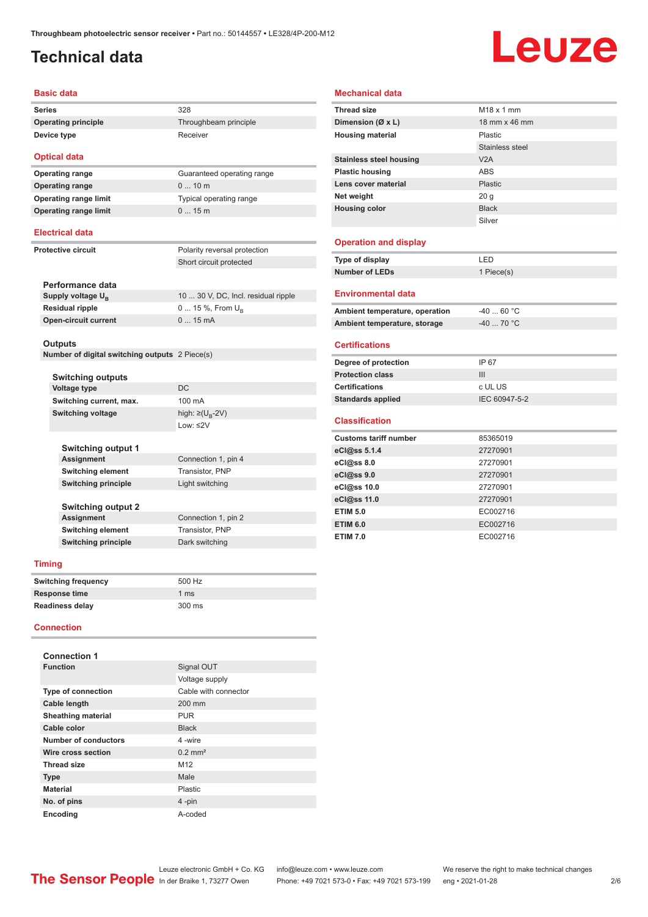# Technical data

## Basic data

| | |
|---|---|
| Series | 328 |
| Operating principle | Throughbeam principle |
| Device type | Receiver |

## Optical data

| | |
|---|---|
| Operating range | Guaranteed operating range |
| Operating range | 0 ... 10 m |
| Operating range limit | Typical operating range |
| Operating range limit | 0 ... 15 m |

## Electrical data

| | |
|---|---|
| Protective circuit | Polarity reversal protection |
| | Short circuit protected |

### Performance data

| | |
|---|---|
| Supply voltage $U_B$ | 10 ... 30 V, DC, Incl. residual ripple |
| Residual ripple | 0 ... 15 %, From $U_B$ |
| Open-circuit current | 0 ... 15 mA |

### Outputs

| | |
|---|---|
| Number of digital switching outputs | 2 Piece(s) |

#### Switching outputs

| | |
|---|---|
| Voltage type | DC |
| Switching current, max. | 100 mA |
| Switching voltage | high: ≥($U_B$-2V) |
| | Low: ≤2V |

#### Switching output 1

| | |
|---|---|
| Assignment | Connection 1, pin 4 |
| Switching element | Transistor, PNP |
| Switching principle | Light switching |

#### Switching output 2

| | |
|---|---|
| Assignment | Connection 1, pin 2 |
| Switching element | Transistor, PNP |
| Switching principle | Dark switching |

## Timing

| | |
|---|---|
| Switching frequency | 500 Hz |
| Response time | 1 ms |
| Readiness delay | 300 ms |

## Connection

### Connection 1

| | |
|---|---|
| Function | Signal OUT |
| | Voltage supply |
| Type of connection | Cable with connector |
| Cable length | 200 mm |
| Sheathing material | PUR |
| Cable color | Black |
| Number of conductors | 4 -wire |
| Wire cross section | 0.2 mm² |
| Thread size | M12 |
| Type | Male |
| Material | Plastic |
| No. of pins | 4 -pin |
| Encoding | A-coded |

## Mechanical data

| | |
|---|---|
| Thread size | M18 x 1 mm |
| Dimension (Ø x L) | 18 mm x 46 mm |
| Housing material | Plastic |
| | Stainless steel |
| Stainless steel housing | V2A |
| Plastic housing | ABS |
| Lens cover material | Plastic |
| Net weight | 20 g |
| Housing color | Black |
| | Silver |

## Operation and display

| | |
|---|---|
| Type of display | LED |
| Number of LEDs | 1 Piece(s) |

## Environmental data

| | |
|---|---|
| Ambient temperature, operation | -40 ... 60 °C |
| Ambient temperature, storage | -40 ... 70 °C |

## Certifications

| | |
|---|---|
| Degree of protection | IP 67 |
| Protection class | III |
| Certifications | c UL US |
| Standards applied | IEC 60947-5-2 |

## Classification

| | |
|---|---|
| Customs tariff number | 85365019 |
| eCl@ss 5.1.4 | 27270901 |
| eCl@ss 8.0 | 27270901 |
| eCl@ss 9.0 | 27270901 |
| eCl@ss 10.0 | 27270901 |
| eCl@ss 11.0 | 27270901 |
| ETIM 5.0 | EC002716 |
| ETIM 6.0 | EC002716 |
| ETIM 7.0 | EC002716 |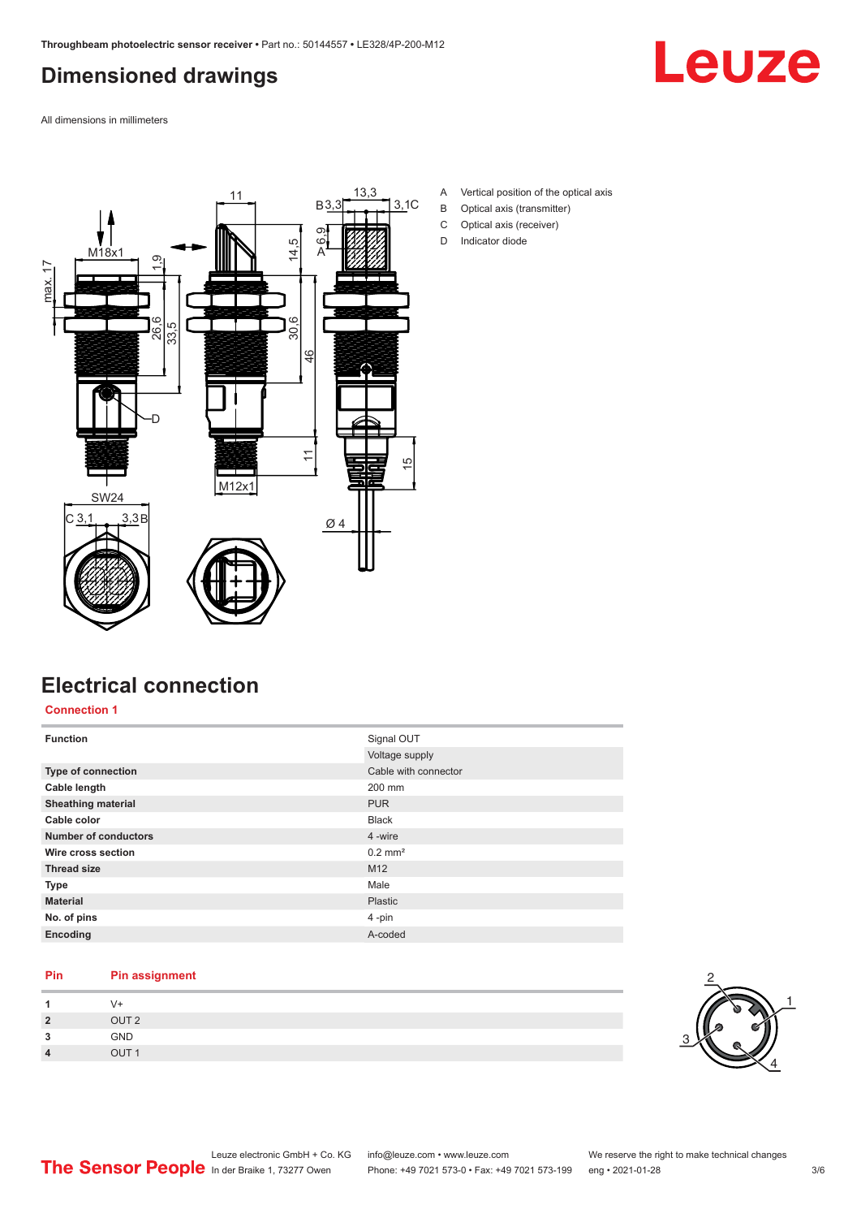# Dimensioned drawings

All dimensions in millimeters

A Vertical position of the optical axis
B Optical axis (transmitter)
C Optical axis (receiver)
D Indicator diode

# Electrical connection

## Connection 1

| Function | Signal OUT |
| --- | --- |
| | Voltage supply |
| **Type of connection** | Cable with connector |
| **Cable length** | 200 mm |
| **Sheathing material** | PUR |
| **Cable color** | Black |
| **Number of conductors** | 4 -wire |
| **Wire cross section** | 0.2 mm² |
| **Thread size** | M12 |
| **Type** | Male |
| **Material** | Plastic |
| **No. of pins** | 4 -pin |
| **Encoding** | A-coded |

| Pin | Pin assignment |
| --- | --- |
| **1** | V+ |
| **2** | OUT 2 |
| **3** | GND |
| **4** | OUT 1 |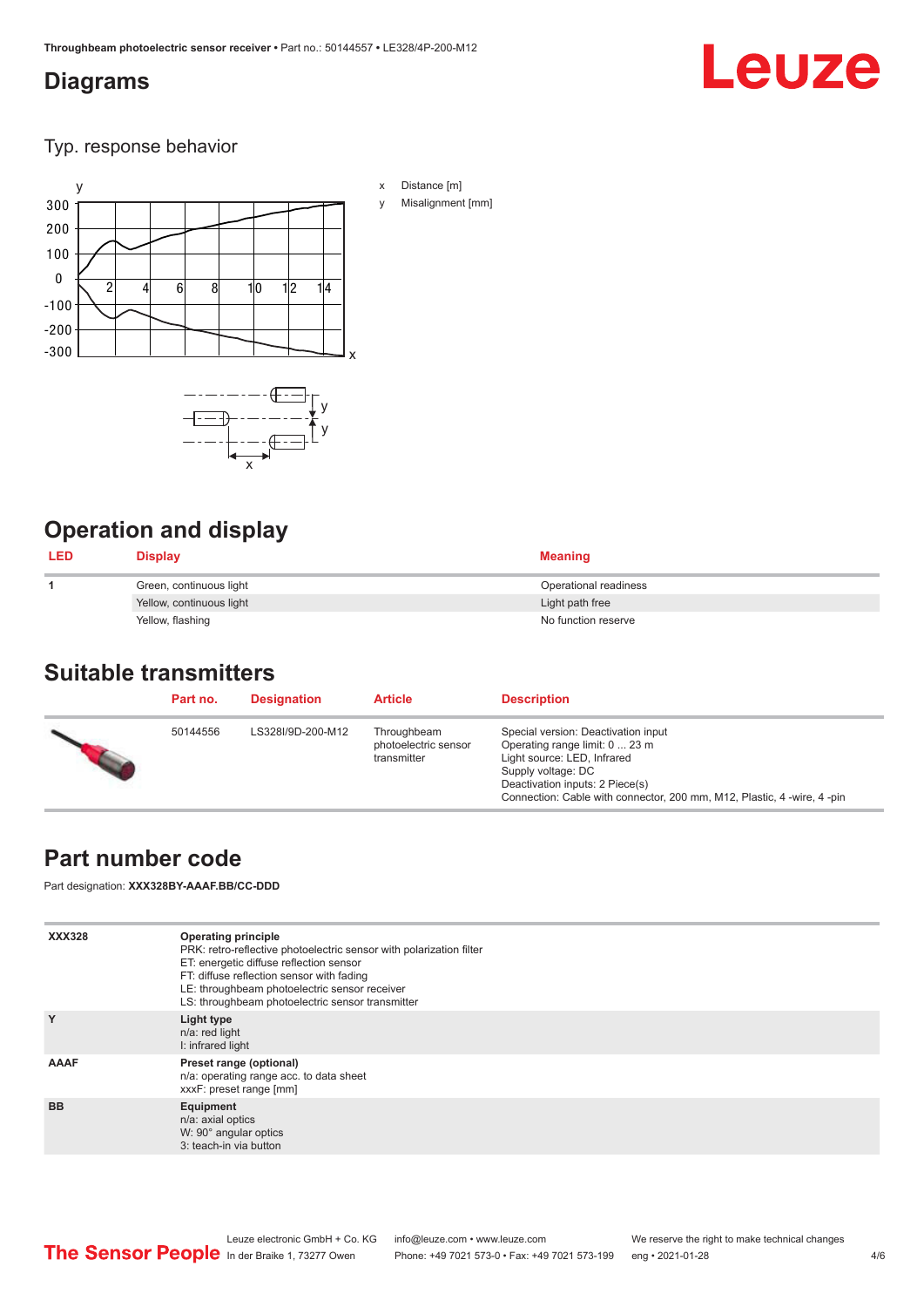# Diagrams

## Typ. response behavior

x Distance [m]

y Misalignment [mm]

# Operation and display

| LED | Display | Meaning |
|---|---|---|
| 1 | Green, continuous light | Operational readiness |
| | Yellow, continuous light | Light path free |
| | Yellow, flashing | No function reserve |

# Suitable transmitters

| | Part no. | Designation | Article | Description |
|---|---|---|---|---|
| | 50144556 | LS328I/9D-200-M12 | Throughbeam photoelectric sensor transmitter | Special version: Deactivation input<br>Operating range limit: 0 ... 23 m<br>Light source: LED, Infrared<br>Supply voltage: DC<br>Deactivation inputs: 2 Piece(s)<br>Connection: Cable with connector, 200 mm, M12, Plastic, 4 -wire, 4 -pin |

# Part number code

Part designation: **XXX328BY-AAAF.BB/CC-DDD**

| | |
|---|---|
| **XXX328** | **Operating principle**<br>PRK: retro-reflective photoelectric sensor with polarization filter<br>ET: energetic diffuse reflection sensor<br>FT: diffuse reflection sensor with fading<br>LE: throughbeam photoelectric sensor receiver<br>LS: throughbeam photoelectric sensor transmitter |
| **Y** | **Light type**<br>n/a: red light<br>I: infrared light |
| **AAAF** | **Preset range (optional)**<br>n/a: operating range acc. to data sheet<br>xxxF: preset range [mm] |
| **BB** | **Equipment**<br>n/a: axial optics<br>W: 90° angular optics<br>3: teach-in via button |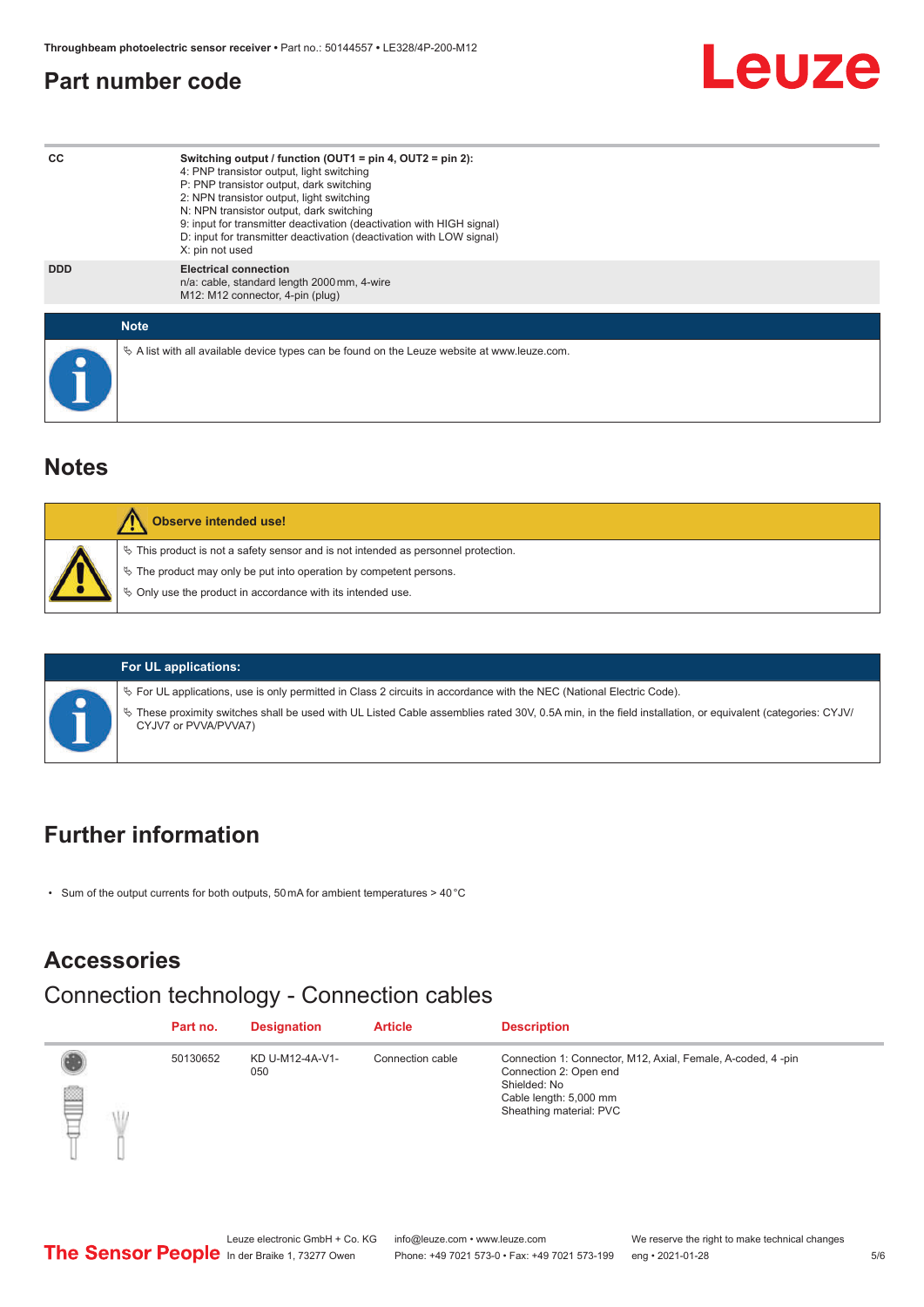## Part number code

| | |
|---|---|
| CC | **Switching output / function (OUT1 = pin 4, OUT2 = pin 2):**<br>4: PNP transistor output, light switching<br>P: PNP transistor output, dark switching<br>2: NPN transistor output, light switching<br>N: NPN transistor output, dark switching<br>9: input for transmitter deactivation (deactivation with HIGH signal)<br>D: input for transmitter deactivation (deactivation with LOW signal)<br>X: pin not used |
| DDD | **Electrical connection**<br>n/a: cable, standard length 2000 mm, 4-wire<br>M12: M12 connector, 4-pin (plug) |

**Note**

- A list with all available device types can be found on the Leuze website at www.leuze.com.

## Notes

**Observe intended use!**

- This product is not a safety sensor and is not intended as personnel protection.
- The product may only be put into operation by competent persons.
- Only use the product in accordance with its intended use.

**For UL applications:**

- For UL applications, use is only permitted in Class 2 circuits in accordance with the NEC (National Electric Code).
- These proximity switches shall be used with UL Listed Cable assemblies rated 30V, 0.5A min, in the field installation, or equivalent (categories: CYJV/CYJV7 or PVVA/PVVA7)

## Further information

- Sum of the output currents for both outputs, 50 mA for ambient temperatures > 40 °C

## Accessories

### Connection technology - Connection cables

| Part no. | Designation | Article | Description |
|---|---|---|---|
| 50130652 | KD U-M12-4A-V1-050 | Connection cable | Connection 1: Connector, M12, Axial, Female, A-coded, 4 -pin<br>Connection 2: Open end<br>Shielded: No<br>Cable length: 5,000 mm<br>Sheathing material: PVC |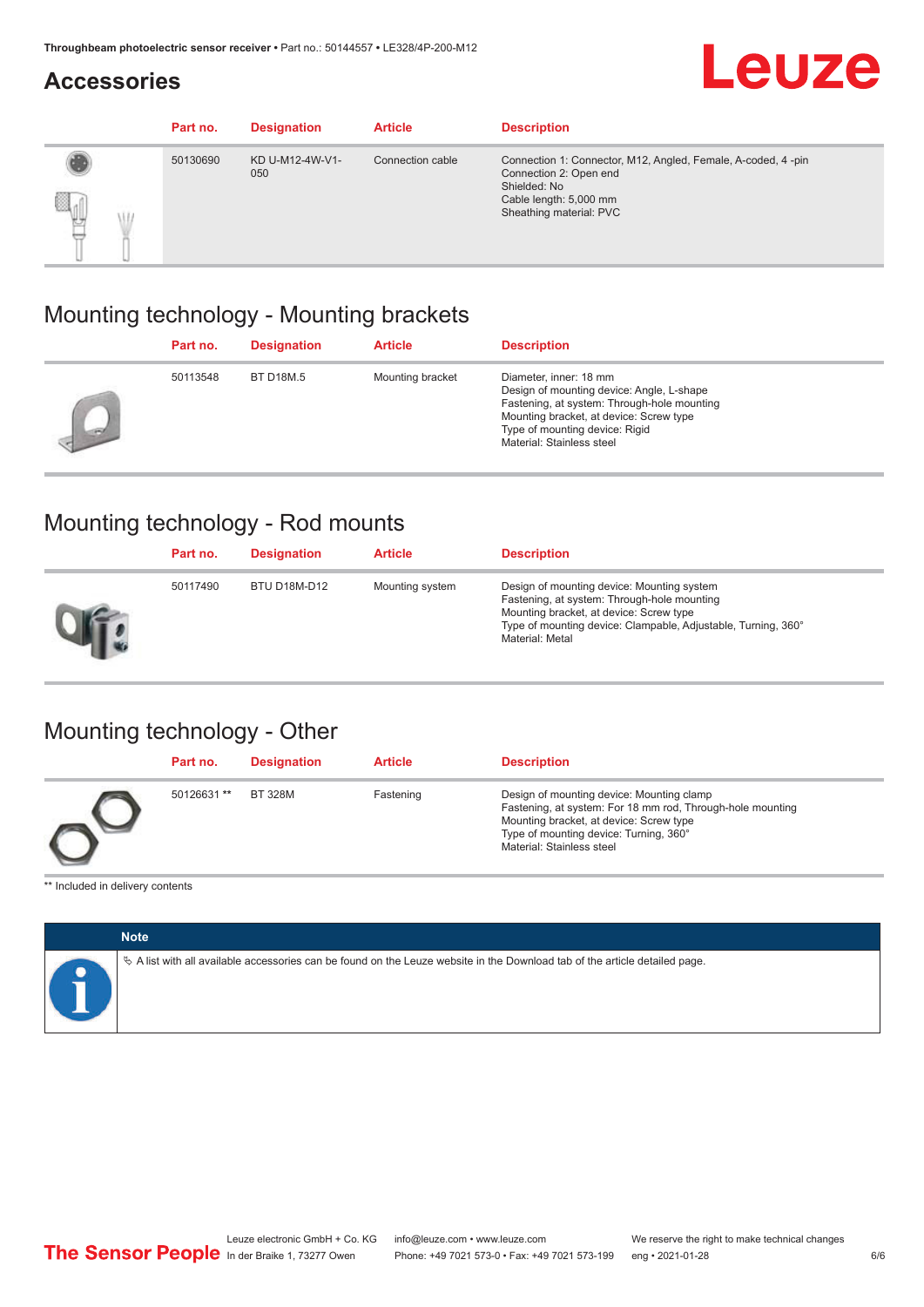## Accessories

| Part no. | Designation | Article | Description |
|---|---|---|---|
| 50130690 | KD U-M12-4W-V1-050 | Connection cable | Connection 1: Connector, M12, Angled, Female, A-coded, 4 -pin<br>Connection 2: Open end<br>Shielded: No<br>Cable length: 5,000 mm<br>Sheathing material: PVC |

## Mounting technology - Mounting brackets

| Part no. | Designation | Article | Description |
|---|---|---|---|
| 50113548 | BT D18M.5 | Mounting bracket | Diameter, inner: 18 mm<br>Design of mounting device: Angle, L-shape<br>Fastening, at system: Through-hole mounting<br>Mounting bracket, at device: Screw type<br>Type of mounting device: Rigid<br>Material: Stainless steel |

## Mounting technology - Rod mounts

| Part no. | Designation | Article | Description |
|---|---|---|---|
| 50117490 | BTU D18M-D12 | Mounting system | Design of mounting device: Mounting system<br>Fastening, at system: Through-hole mounting<br>Mounting bracket, at device: Screw type<br>Type of mounting device: Clampable, Adjustable, Turning, 360°<br>Material: Metal |

## Mounting technology - Other

| Part no. | Designation | Article | Description |
|---|---|---|---|
| 50126631 ** | BT 328M | Fastening | Design of mounting device: Mounting clamp<br>Fastening, at system: For 18 mm rod, Through-hole mounting<br>Mounting bracket, at device: Screw type<br>Type of mounting device: Turning, 360°<br>Material: Stainless steel |

** Included in delivery contents

**Note**

↳ A list with all available accessories can be found on the Leuze website in the Download tab of the article detailed page.